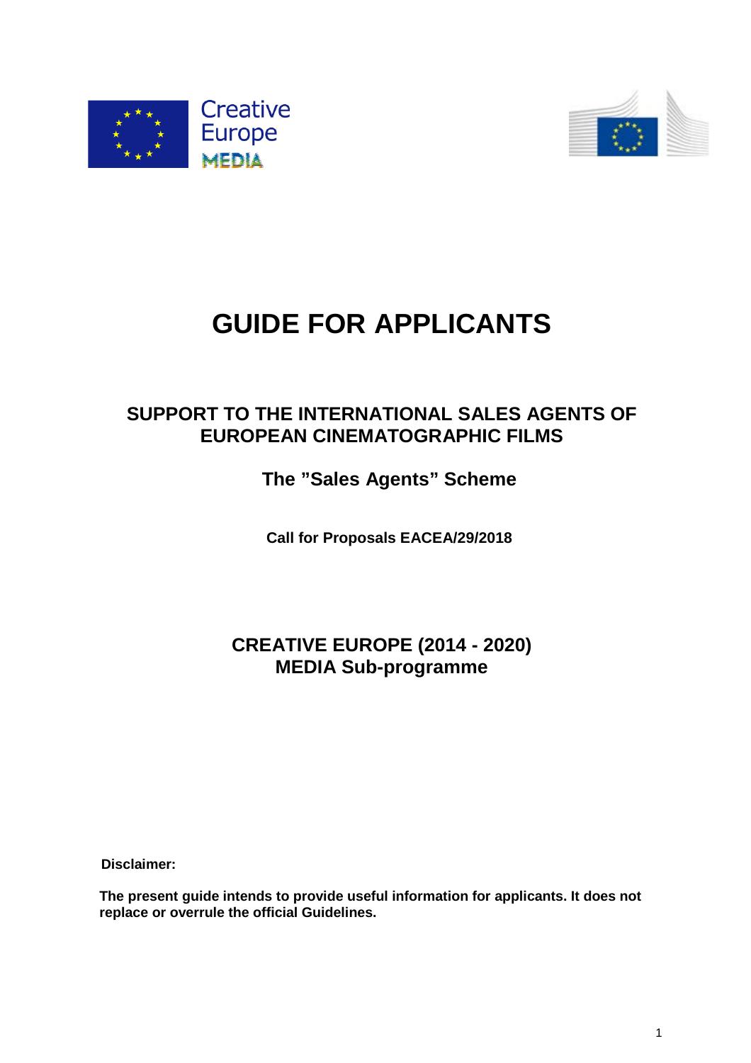Creative Europe MEDIA

# GUIDE FOR APPLICANTS

## SUPPORT TO THE INTERNATIONAL SALES AGENTS OF EUROPEAN CINEMATOGRAPHIC FILMS

## The "Sales Agents" Scheme

**Call for Proposals EACEA/29/2018**

## CREATIVE EUROPE (2014 - 2020)
## MEDIA Sub-programme

**Disclaimer:**

**The present guide intends to provide useful information for applicants. It does not replace or overrule the official Guidelines.**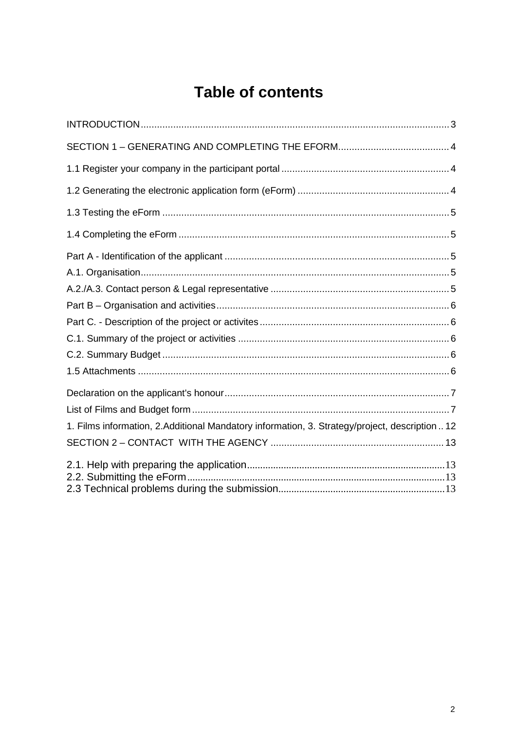# Table of contents

INTRODUCTION .................................................................................................................. 3

SECTION 1 – GENERATING AND COMPLETING THE EFORM......................................... 4

1.1 Register your company in the participant portal .............................................................. 4

1.2 Generating the electronic application form (eForm) ........................................................ 4

1.3 Testing the eForm .......................................................................................................... 5

1.4 Completing the eForm .................................................................................................... 5

Part A - Identification of the applicant ................................................................................... 5

A.1. Organisation.................................................................................................................. 5

A.2./A.3. Contact person & Legal representative .................................................................. 5

Part B – Organisation and activities...................................................................................... 6

Part C. - Description of the project or activites ...................................................................... 6

C.1. Summary of the project or activities .............................................................................. 6

C.2. Summary Budget .......................................................................................................... 6

1.5 Attachments ................................................................................................................... 6

Declaration on the applicant's honour................................................................................... 7

List of Films and Budget form ............................................................................................... 7

1. Films information, 2.Additional Mandatory information, 3. Strategy/project, description .. 12

SECTION 2 – CONTACT WITH THE AGENCY ................................................................ 13

2.1. Help with preparing the application........................................................................... 13

2.2. Submitting the eForm................................................................................................. 13

2.3 Technical problems during the submission............................................................... 13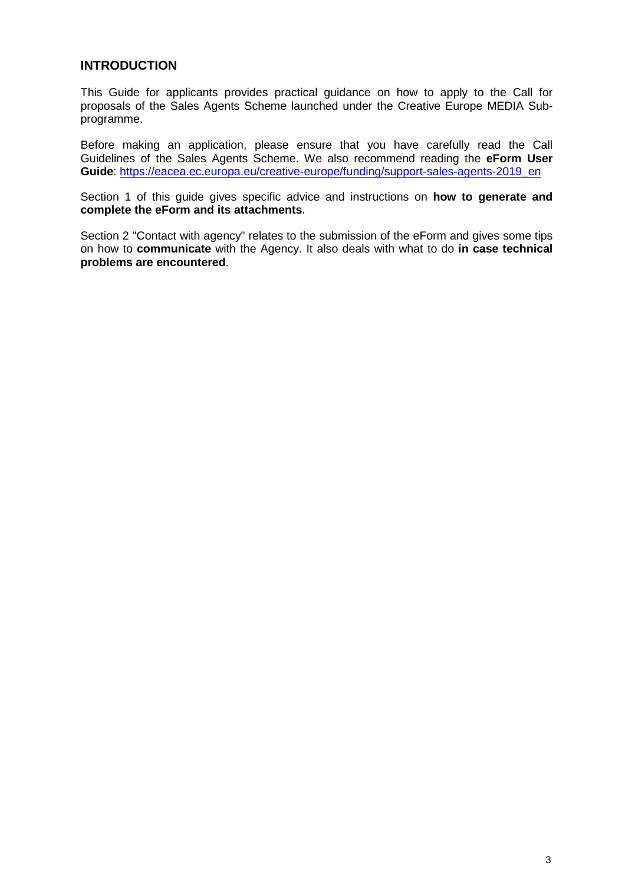## INTRODUCTION

This Guide for applicants provides practical guidance on how to apply to the Call for proposals of the Sales Agents Scheme launched under the Creative Europe MEDIA Sub-programme.

Before making an application, please ensure that you have carefully read the Call Guidelines of the Sales Agents Scheme. We also recommend reading the **eForm User Guide**: https://eacea.ec.europa.eu/creative-europe/funding/support-sales-agents-2019_en

Section 1 of this guide gives specific advice and instructions on **how to generate and complete the eForm and its attachments**.

Section 2 "Contact with agency" relates to the submission of the eForm and gives some tips on how to **communicate** with the Agency. It also deals with what to do **in case technical problems are encountered**.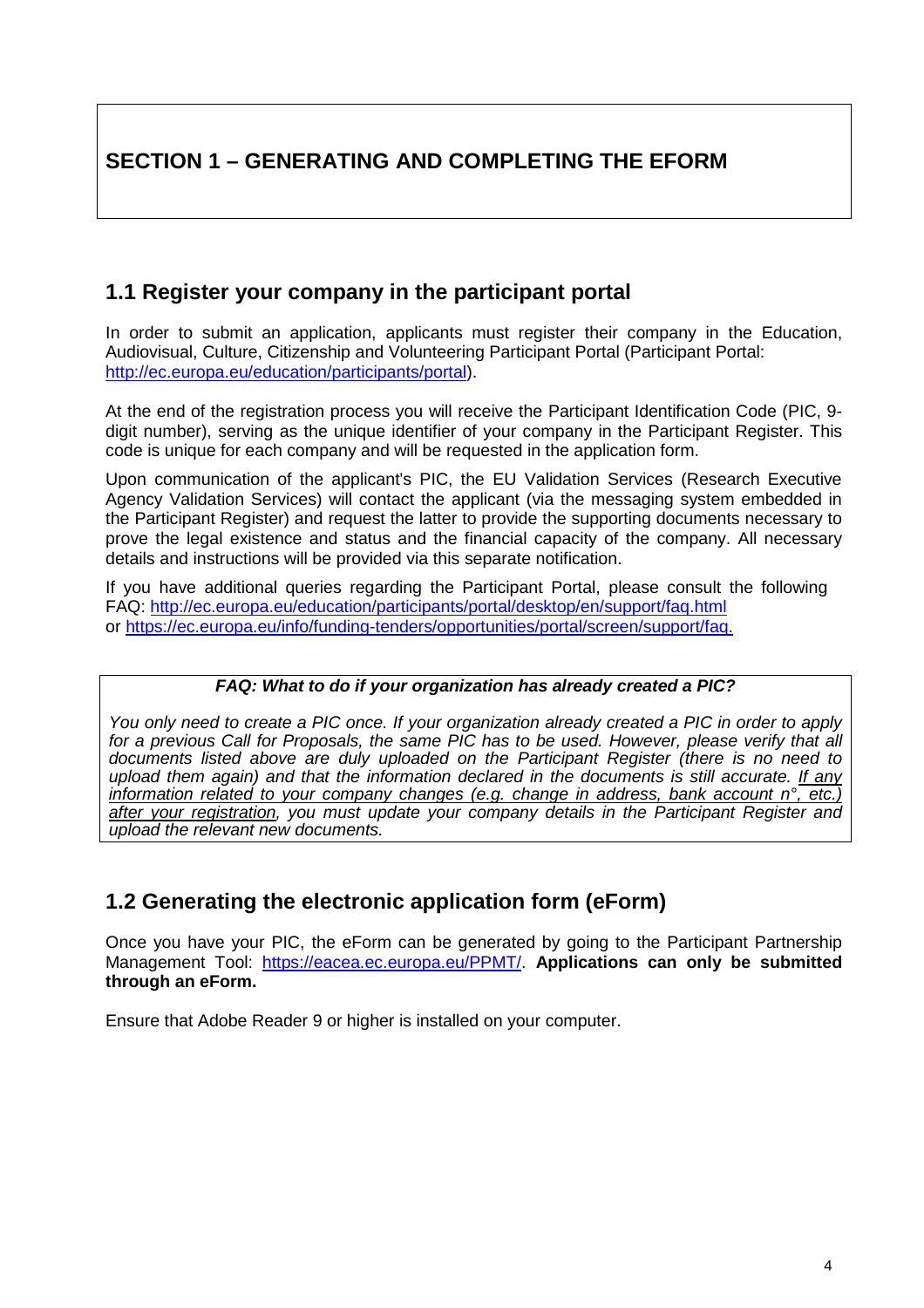# SECTION 1 – GENERATING AND COMPLETING THE EFORM

## 1.1 Register your company in the participant portal

In order to submit an application, applicants must register their company in the Education, Audiovisual, Culture, Citizenship and Volunteering Participant Portal (Participant Portal: [http://ec.europa.eu/education/participants/portal](http://ec.europa.eu/education/participants/portal)).

At the end of the registration process you will receive the Participant Identification Code (PIC, 9-digit number), serving as the unique identifier of your company in the Participant Register. This code is unique for each company and will be requested in the application form.

Upon communication of the applicant's PIC, the EU Validation Services (Research Executive Agency Validation Services) will contact the applicant (via the messaging system embedded in the Participant Register) and request the latter to provide the supporting documents necessary to prove the legal existence and status and the financial capacity of the company. All necessary details and instructions will be provided via this separate notification.

If you have additional queries regarding the Participant Portal, please consult the following FAQ: [http://ec.europa.eu/education/participants/portal/desktop/en/support/faq.html](http://ec.europa.eu/education/participants/portal/desktop/en/support/faq.html) or [https://ec.europa.eu/info/funding-tenders/opportunities/portal/screen/support/faq.](https://ec.europa.eu/info/funding-tenders/opportunities/portal/screen/support/faq)

> ***FAQ: What to do if your organization has already created a PIC?***
>
> *You only need to create a PIC once. If your organization already created a PIC in order to apply for a previous Call for Proposals, the same PIC has to be used. However, please verify that all documents listed above are duly uploaded on the Participant Register (there is no need to upload them again) and that the information declared in the documents is still accurate. <u>If any information related to your company changes (e.g. change in address, bank account n°, etc.) after your registration</u>, you must update your company details in the Participant Register and upload the relevant new documents.*

## 1.2 Generating the electronic application form (eForm)

Once you have your PIC, the eForm can be generated by going to the Participant Partnership Management Tool: [https://eacea.ec.europa.eu/PPMT/](https://eacea.ec.europa.eu/PPMT/). **Applications can only be submitted through an eForm.**

Ensure that Adobe Reader 9 or higher is installed on your computer.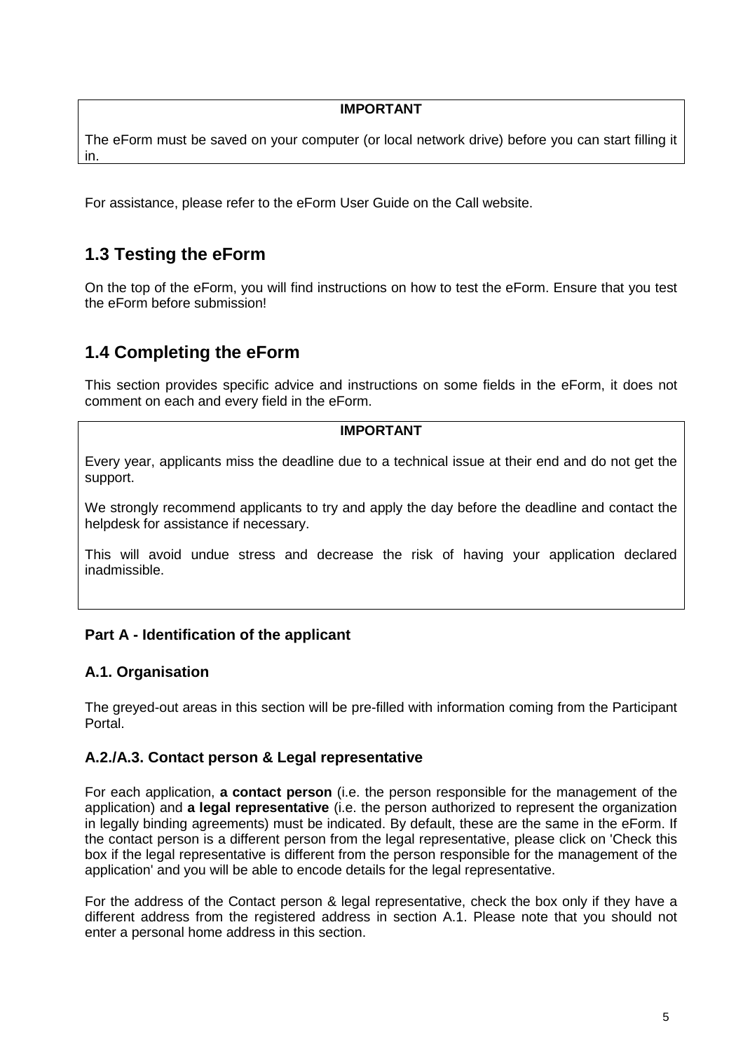**IMPORTANT**

The eForm must be saved on your computer (or local network drive) before you can start filling it in.

For assistance, please refer to the eForm User Guide on the Call website.

## 1.3 Testing the eForm

On the top of the eForm, you will find instructions on how to test the eForm. Ensure that you test the eForm before submission!

## 1.4 Completing the eForm

This section provides specific advice and instructions on some fields in the eForm, it does not comment on each and every field in the eForm.

**IMPORTANT**

Every year, applicants miss the deadline due to a technical issue at their end and do not get the support.

We strongly recommend applicants to try and apply the day before the deadline and contact the helpdesk for assistance if necessary.

This will avoid undue stress and decrease the risk of having your application declared inadmissible.

### Part A - Identification of the applicant

### A.1. Organisation

The greyed-out areas in this section will be pre-filled with information coming from the Participant Portal.

### A.2./A.3. Contact person & Legal representative

For each application, **a contact person** (i.e. the person responsible for the management of the application) and **a legal representative** (i.e. the person authorized to represent the organization in legally binding agreements) must be indicated. By default, these are the same in the eForm. If the contact person is a different person from the legal representative, please click on 'Check this box if the legal representative is different from the person responsible for the management of the application' and you will be able to encode details for the legal representative.

For the address of the Contact person & legal representative, check the box only if they have a different address from the registered address in section A.1. Please note that you should not enter a personal home address in this section.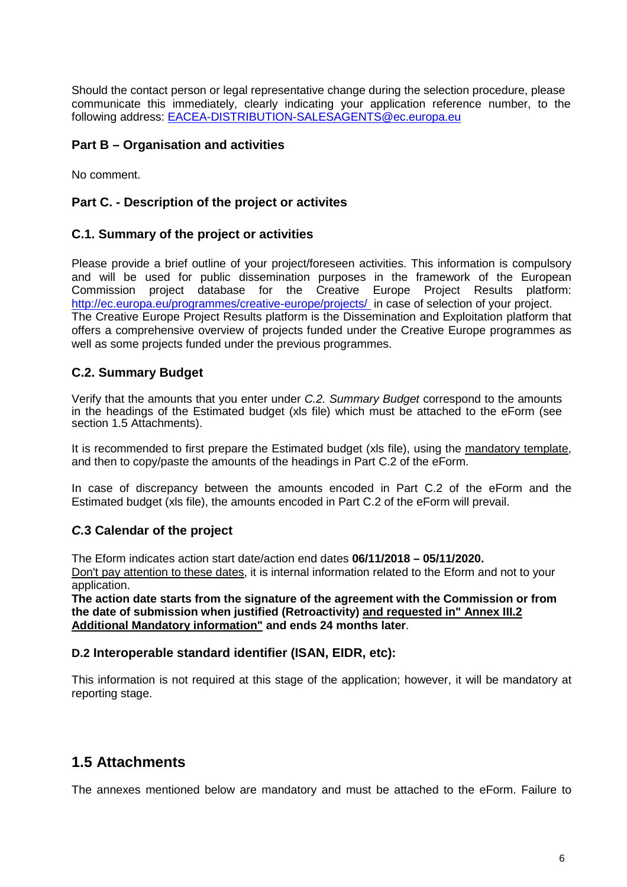Should the contact person or legal representative change during the selection procedure, please communicate this immediately, clearly indicating your application reference number, to the following address: [EACEA-DISTRIBUTION-SALESAGENTS@ec.europa.eu](mailto:EACEA-DISTRIBUTION-SALESAGENTS@ec.europa.eu)

### Part B – Organisation and activities

No comment.

### Part C. - Description of the project or activites

### C.1. Summary of the project or activities

Please provide a brief outline of your project/foreseen activities. This information is compulsory and will be used for public dissemination purposes in the framework of the European Commission project database for the Creative Europe Project Results platform: [http://ec.europa.eu/programmes/creative-europe/projects/](http://ec.europa.eu/programmes/creative-europe/projects/) in case of selection of your project.
The Creative Europe Project Results platform is the Dissemination and Exploitation platform that offers a comprehensive overview of projects funded under the Creative Europe programmes as well as some projects funded under the previous programmes.

### C.2. Summary Budget

Verify that the amounts that you enter under *C.2. Summary Budget* correspond to the amounts in the headings of the Estimated budget (xls file) which must be attached to the eForm (see section 1.5 Attachments).

It is recommended to first prepare the Estimated budget (xls file), using the mandatory template, and then to copy/paste the amounts of the headings in Part C.2 of the eForm.

In case of discrepancy between the amounts encoded in Part C.2 of the eForm and the Estimated budget (xls file), the amounts encoded in Part C.2 of the eForm will prevail.

### *C.*3 Calendar of the project

The Eform indicates action start date/action end dates **06/11/2018 – 05/11/2020.**
Don't pay attention to these dates, it is internal information related to the Eform and not to your application.
**The action date starts from the signature of the agreement with the Commission or from the date of submission when justified (Retroactivity) and requested in" Annex III.2 Additional Mandatory information" and ends 24 months later**.

### D.2 Interoperable standard identifier (ISAN, EIDR, etc):

This information is not required at this stage of the application; however, it will be mandatory at reporting stage.

## 1.5 Attachments

The annexes mentioned below are mandatory and must be attached to the eForm. Failure to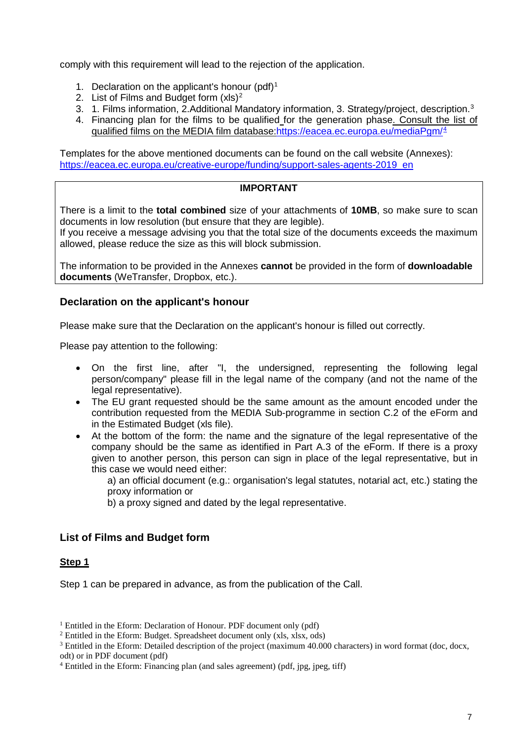comply with this requirement will lead to the rejection of the application.

1. Declaration on the applicant's honour (pdf)[1]
2. List of Films and Budget form (xls)[2]
3. 1. Films information, 2.Additional Mandatory information, 3. Strategy/project, description.[3]
4. Financing plan for the films to be qualified for the generation phase. Consult the list of qualified films on the MEDIA film database:https://eacea.ec.europa.eu/mediaPgm/[4]

Templates for the above mentioned documents can be found on the call website (Annexes): https://eacea.ec.europa.eu/creative-europe/funding/support-sales-agents-2019_en

> **IMPORTANT**
>
> There is a limit to the **total combined** size of your attachments of **10MB**, so make sure to scan documents in low resolution (but ensure that they are legible).
> If you receive a message advising you that the total size of the documents exceeds the maximum allowed, please reduce the size as this will block submission.
>
> The information to be provided in the Annexes **cannot** be provided in the form of **downloadable documents** (WeTransfer, Dropbox, etc.).

## Declaration on the applicant's honour

Please make sure that the Declaration on the applicant's honour is filled out correctly.

Please pay attention to the following:

- On the first line, after "I, the undersigned, representing the following legal person/company" please fill in the legal name of the company (and not the name of the legal representative).
- The EU grant requested should be the same amount as the amount encoded under the contribution requested from the MEDIA Sub-programme in section C.2 of the eForm and in the Estimated Budget (xls file).
- At the bottom of the form: the name and the signature of the legal representative of the company should be the same as identified in Part A.3 of the eForm. If there is a proxy given to another person, this person can sign in place of the legal representative, but in this case we would need either:

  a) an official document (e.g.: organisation's legal statutes, notarial act, etc.) stating the proxy information or

  b) a proxy signed and dated by the legal representative.

## List of Films and Budget form

### Step 1

Step 1 can be prepared in advance, as from the publication of the Call.

---

[1] Entitled in the Eform: Declaration of Honour. PDF document only (pdf)

[2] Entitled in the Eform: Budget. Spreadsheet document only (xls, xlsx, ods)

[3] Entitled in the Eform: Detailed description of the project (maximum 40.000 characters) in word format (doc, docx, odt) or in PDF document (pdf)

[4] Entitled in the Eform: Financing plan (and sales agreement) (pdf, jpg, jpeg, tiff)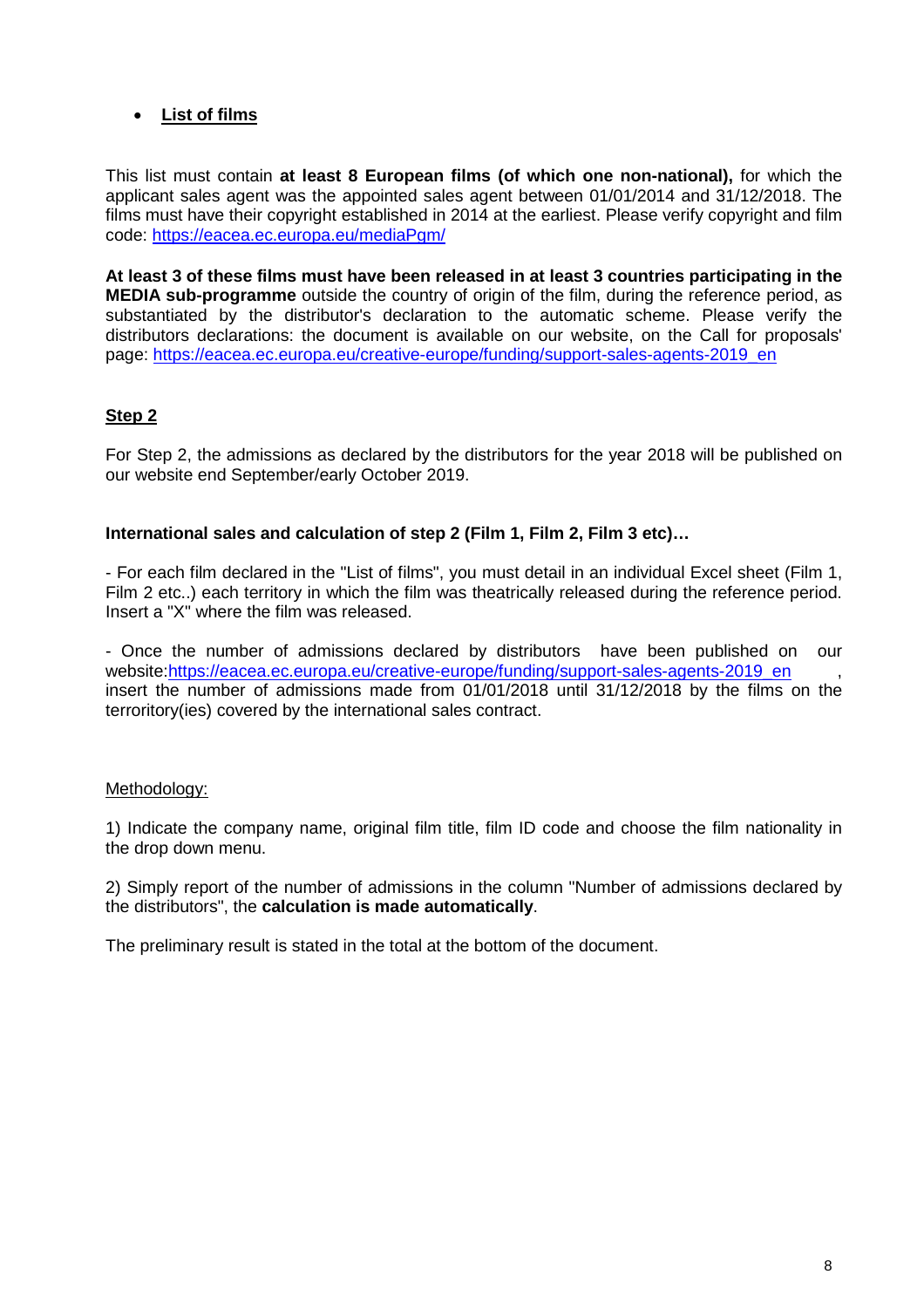- **List of films**

This list must contain **at least 8 European films (of which one non-national),** for which the applicant sales agent was the appointed sales agent between 01/01/2014 and 31/12/2018. The films must have their copyright established in 2014 at the earliest. Please verify copyright and film code: https://eacea.ec.europa.eu/mediaPgm/

**At least 3 of these films must have been released in at least 3 countries participating in the MEDIA sub-programme** outside the country of origin of the film, during the reference period, as substantiated by the distributor's declaration to the automatic scheme. Please verify the distributors declarations: the document is available on our website, on the Call for proposals' page: https://eacea.ec.europa.eu/creative-europe/funding/support-sales-agents-2019_en

## Step 2

For Step 2, the admissions as declared by the distributors for the year 2018 will be published on our website end September/early October 2019.

### International sales and calculation of step 2 (Film 1, Film 2, Film 3 etc)…

- For each film declared in the "List of films", you must detail in an individual Excel sheet (Film 1, Film 2 etc..) each territory in which the film was theatrically released during the reference period. Insert a "X" where the film was released.

- Once the number of admissions declared by distributors have been published on our website:https://eacea.ec.europa.eu/creative-europe/funding/support-sales-agents-2019_en , insert the number of admissions made from 01/01/2018 until 31/12/2018 by the films on the terroritory(ies) covered by the international sales contract.

Methodology:

1) Indicate the company name, original film title, film ID code and choose the film nationality in the drop down menu.

2) Simply report of the number of admissions in the column "Number of admissions declared by the distributors", the **calculation is made automatically**.

The preliminary result is stated in the total at the bottom of the document.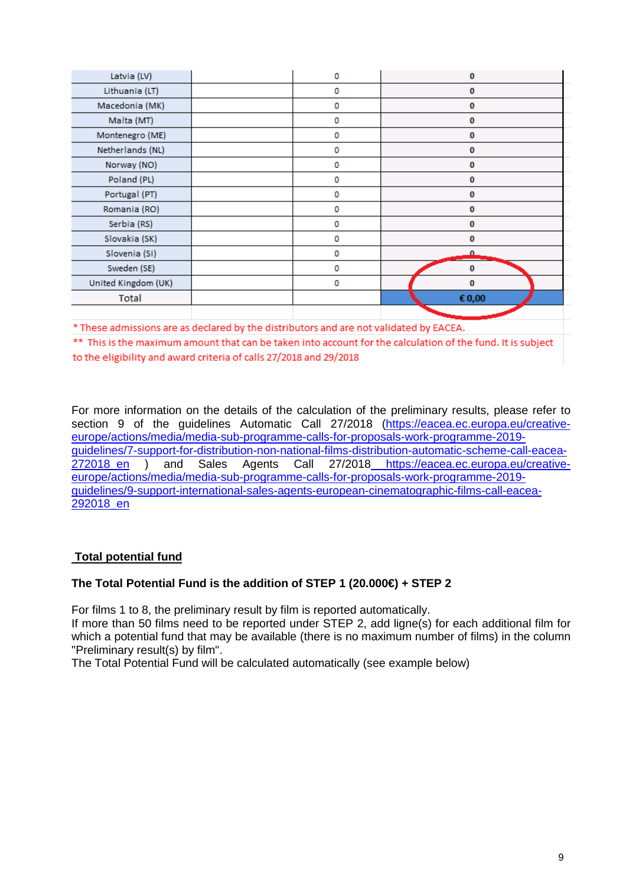| Latvia (LV) | | 0 | 0 |
|---|---|---|---|
| Lithuania (LT) | | 0 | 0 |
| Macedonia (MK) | | 0 | 0 |
| Malta (MT) | | 0 | 0 |
| Montenegro (ME) | | 0 | 0 |
| Netherlands (NL) | | 0 | 0 |
| Norway (NO) | | 0 | 0 |
| Poland (PL) | | 0 | 0 |
| Portugal (PT) | | 0 | 0 |
| Romania (RO) | | 0 | 0 |
| Serbia (RS) | | 0 | 0 |
| Slovakia (SK) | | 0 | 0 |
| Slovenia (SI) | | 0 | 0 |
| Sweden (SE) | | 0 | 0 |
| United Kingdom (UK) | | 0 | 0 |
| Total | | | €0,00 |

* These admissions are as declared by the distributors and are not validated by EACEA.

** This is the maximum amount that can be taken into account for the calculation of the fund. It is subject to the eligibility and award criteria of calls 27/2018 and 29/2018

For more information on the details of the calculation of the preliminary results, please refer to section 9 of the guidelines Automatic Call 27/2018 (https://eacea.ec.europa.eu/creative-europe/actions/media/media-sub-programme-calls-for-proposals-work-programme-2019-guidelines/7-support-for-distribution-non-national-films-distribution-automatic-scheme-call-eacea-272018_en ) and Sales Agents Call 27/2018 https://eacea.ec.europa.eu/creative-europe/actions/media/media-sub-programme-calls-for-proposals-work-programme-2019-guidelines/9-support-international-sales-agents-european-cinematographic-films-call-eacea-292018_en

## Total potential fund

**The Total Potential Fund is the addition of STEP 1 (20.000€) + STEP 2**

For films 1 to 8, the preliminary result by film is reported automatically.
If more than 50 films need to be reported under STEP 2, add ligne(s) for each additional film for which a potential fund that may be available (there is no maximum number of films) in the column "Preliminary result(s) by film".
The Total Potential Fund will be calculated automatically (see example below)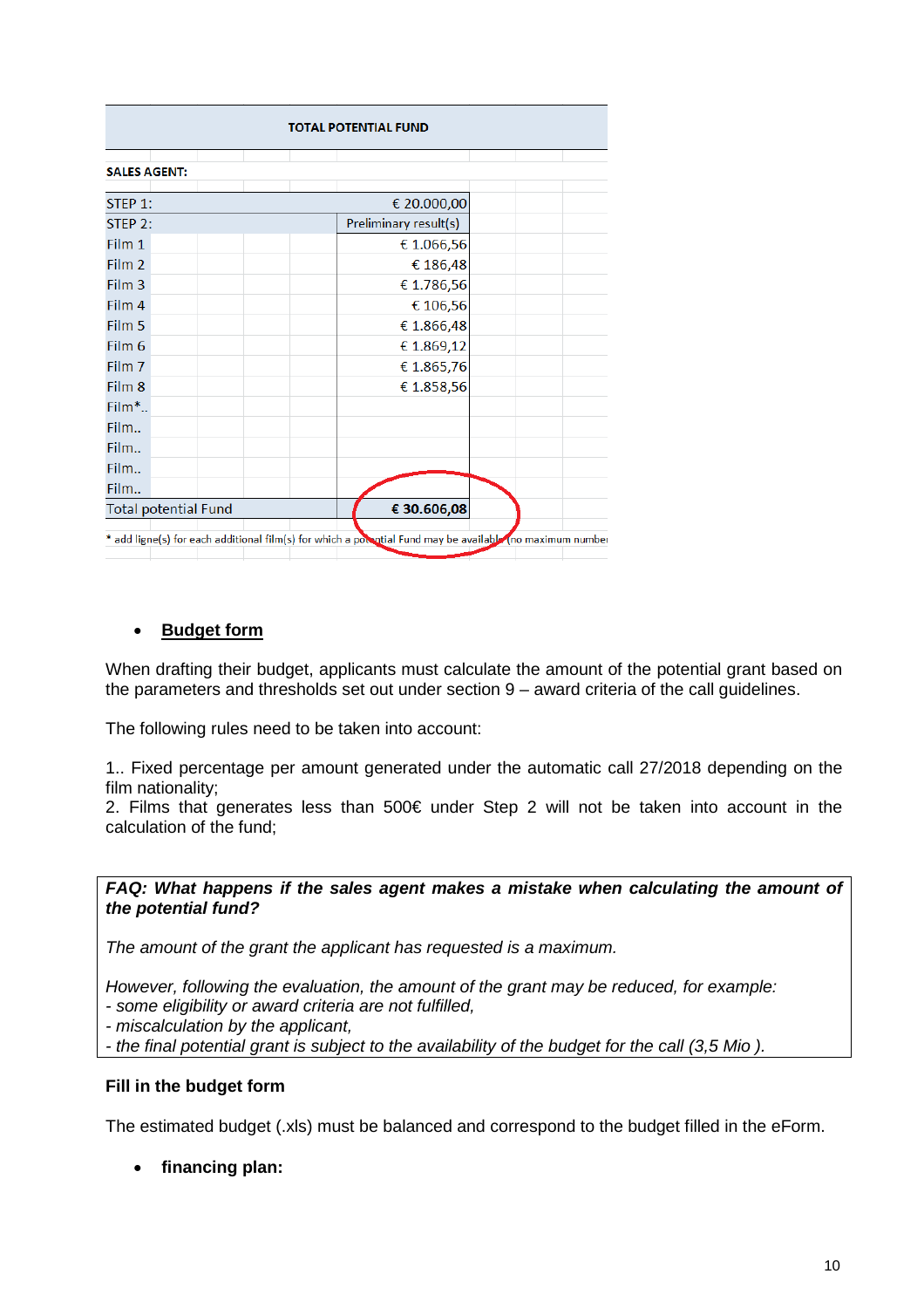| TOTAL POTENTIAL FUND | |
|---|---|
| **SALES AGENT:** | |
| STEP 1: | € 20.000,00 |
| STEP 2: | Preliminary result(s) |
| Film 1 | € 1.066,56 |
| Film 2 | € 186,48 |
| Film 3 | € 1.786,56 |
| Film 4 | € 106,56 |
| Film 5 | € 1.866,48 |
| Film 6 | € 1.869,12 |
| Film 7 | € 1.865,76 |
| Film 8 | € 1.858,56 |
| Film*.. | |
| Film.. | |
| Film.. | |
| Film.. | |
| Film.. | |
| Total potential Fund | **€ 30.606,08** |

\* add ligne(s) for each additional film(s) for which a potential Fund may be available (no maximum number

- **Budget form**

When drafting their budget, applicants must calculate the amount of the potential grant based on the parameters and thresholds set out under section 9 – award criteria of the call guidelines.

The following rules need to be taken into account:

1.. Fixed percentage per amount generated under the automatic call 27/2018 depending on the film nationality;
2. Films that generates less than 500€ under Step 2 will not be taken into account in the calculation of the fund;

***FAQ: What happens if the sales agent makes a mistake when calculating the amount of the potential fund?***

*The amount of the grant the applicant has requested is a maximum.*

*However, following the evaluation, the amount of the grant may be reduced, for example:*
*- some eligibility or award criteria are not fulfilled,*
*- miscalculation by the applicant,*
*- the final potential grant is subject to the availability of the budget for the call (3,5 Mio ).*

**Fill in the budget form**

The estimated budget (.xls) must be balanced and correspond to the budget filled in the eForm.

- **financing plan:**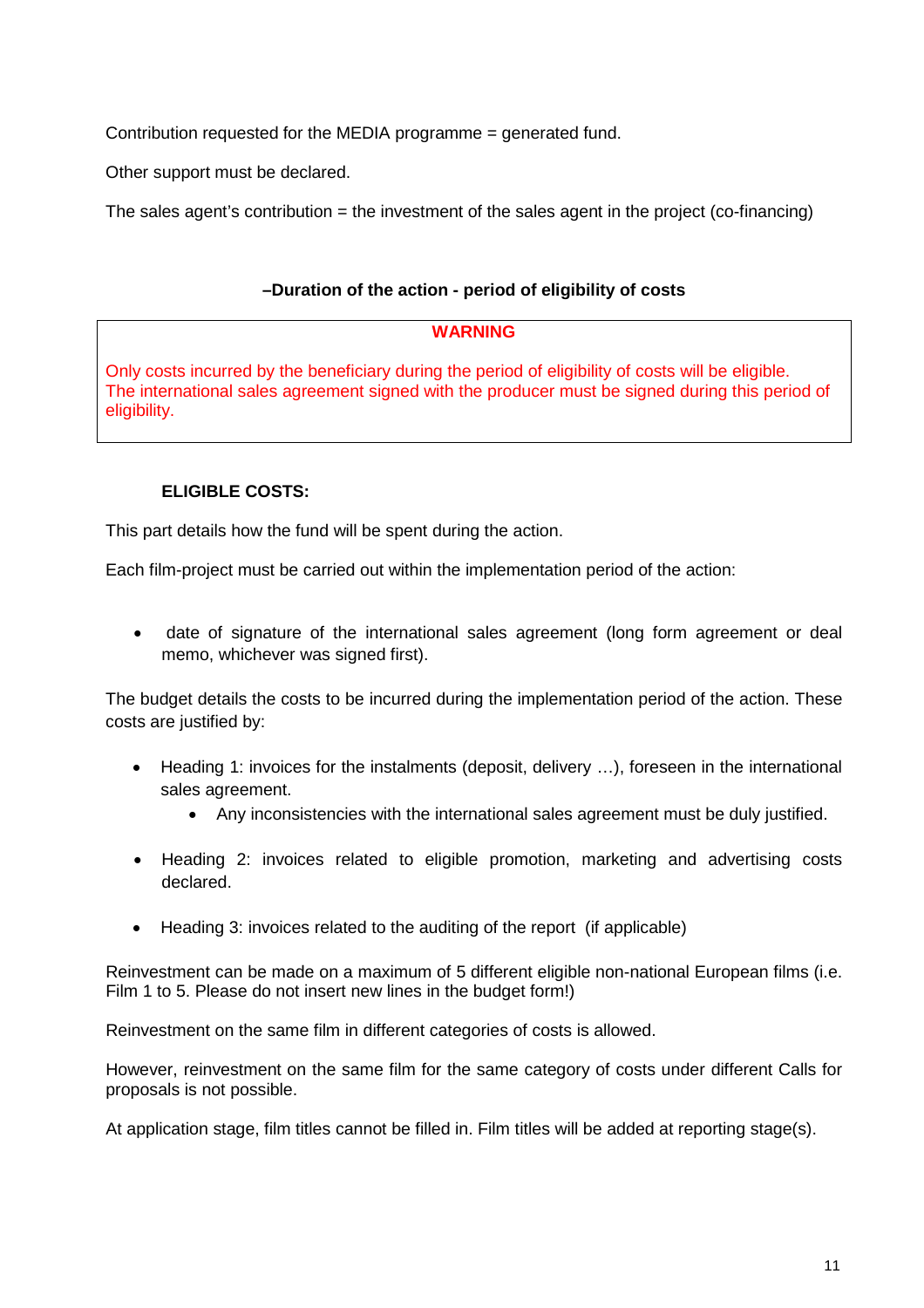Contribution requested for the MEDIA programme = generated fund.

Other support must be declared.

The sales agent's contribution = the investment of the sales agent in the project (co-financing)

**–Duration of the action - period of eligibility of costs**

> **WARNING**
>
> Only costs incurred by the beneficiary during the period of eligibility of costs will be eligible. The international sales agreement signed with the producer must be signed during this period of eligibility.

**ELIGIBLE COSTS:**

This part details how the fund will be spent during the action.

Each film-project must be carried out within the implementation period of the action:

- date of signature of the international sales agreement (long form agreement or deal memo, whichever was signed first).

The budget details the costs to be incurred during the implementation period of the action. These costs are justified by:

- Heading 1: invoices for the instalments (deposit, delivery …), foreseen in the international sales agreement.
  - Any inconsistencies with the international sales agreement must be duly justified.
- Heading 2: invoices related to eligible promotion, marketing and advertising costs declared.
- Heading 3: invoices related to the auditing of the report (if applicable)

Reinvestment can be made on a maximum of 5 different eligible non-national European films (i.e. Film 1 to 5. Please do not insert new lines in the budget form!)

Reinvestment on the same film in different categories of costs is allowed.

However, reinvestment on the same film for the same category of costs under different Calls for proposals is not possible.

At application stage, film titles cannot be filled in. Film titles will be added at reporting stage(s).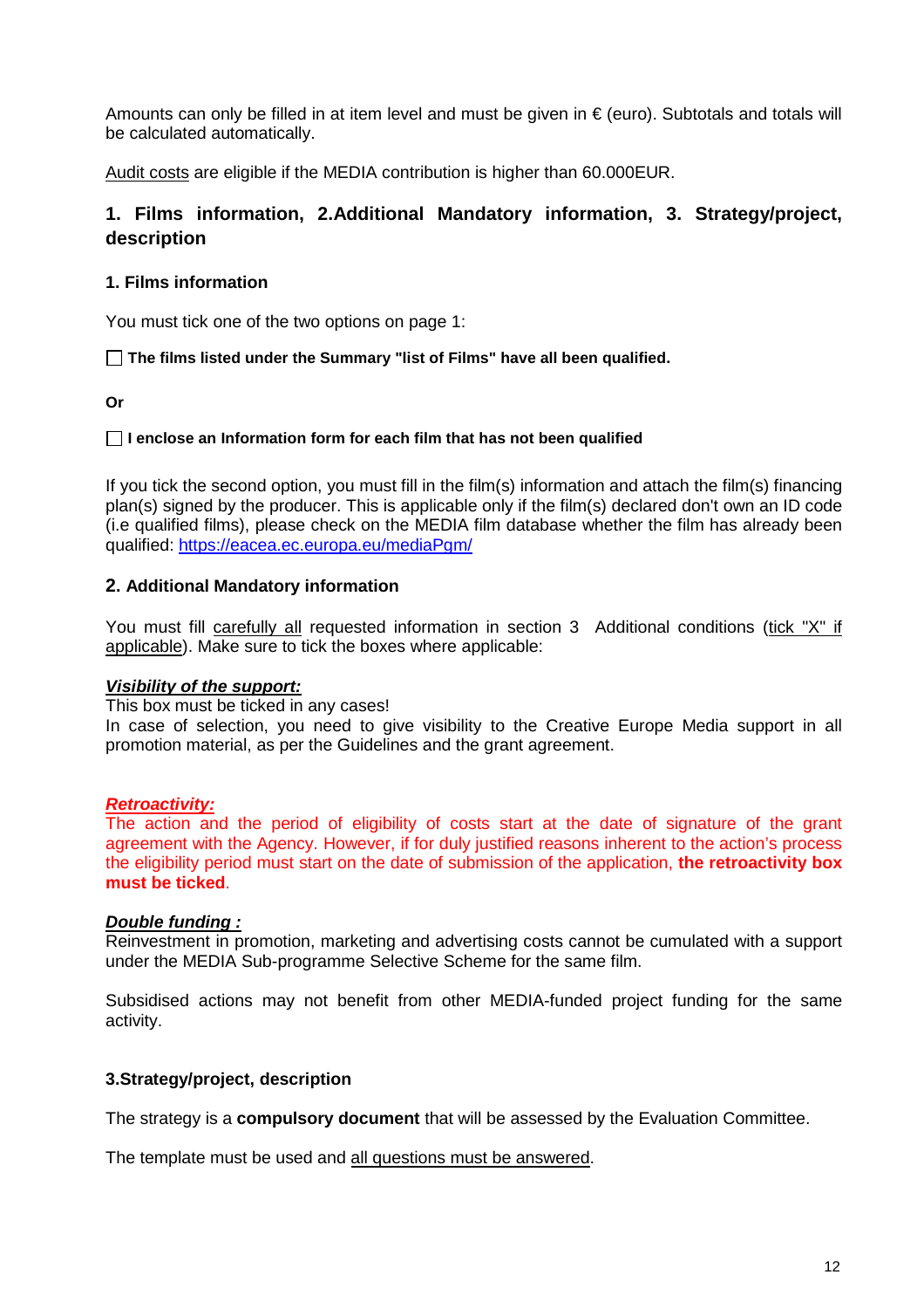Amounts can only be filled in at item level and must be given in € (euro). Subtotals and totals will be calculated automatically.

Audit costs are eligible if the MEDIA contribution is higher than 60.000EUR.

## 1. Films information, 2.Additional Mandatory information, 3. Strategy/project, description

### 1. Films information

You must tick one of the two options on page 1:

☐ **The films listed under the Summary "list of Films" have all been qualified.**

**Or**

☐ **I enclose an Information form for each film that has not been qualified**

If you tick the second option, you must fill in the film(s) information and attach the film(s) financing plan(s) signed by the producer. This is applicable only if the film(s) declared don't own an ID code (i.e qualified films), please check on the MEDIA film database whether the film has already been qualified: https://eacea.ec.europa.eu/mediaPgm/

### 2. Additional Mandatory information

You must fill carefully all requested information in section 3 Additional conditions (tick "X" if applicable). Make sure to tick the boxes where applicable:

***Visibility of the support:***
This box must be ticked in any cases!
In case of selection, you need to give visibility to the Creative Europe Media support in all promotion material, as per the Guidelines and the grant agreement.

***Retroactivity:***
The action and the period of eligibility of costs start at the date of signature of the grant agreement with the Agency. However, if for duly justified reasons inherent to the action's process the eligibility period must start on the date of submission of the application, **the retroactivity box must be ticked**.

***Double funding :***
Reinvestment in promotion, marketing and advertising costs cannot be cumulated with a support under the MEDIA Sub-programme Selective Scheme for the same film.

Subsidised actions may not benefit from other MEDIA-funded project funding for the same activity.

### 3.Strategy/project, description

The strategy is a **compulsory document** that will be assessed by the Evaluation Committee.

The template must be used and all questions must be answered.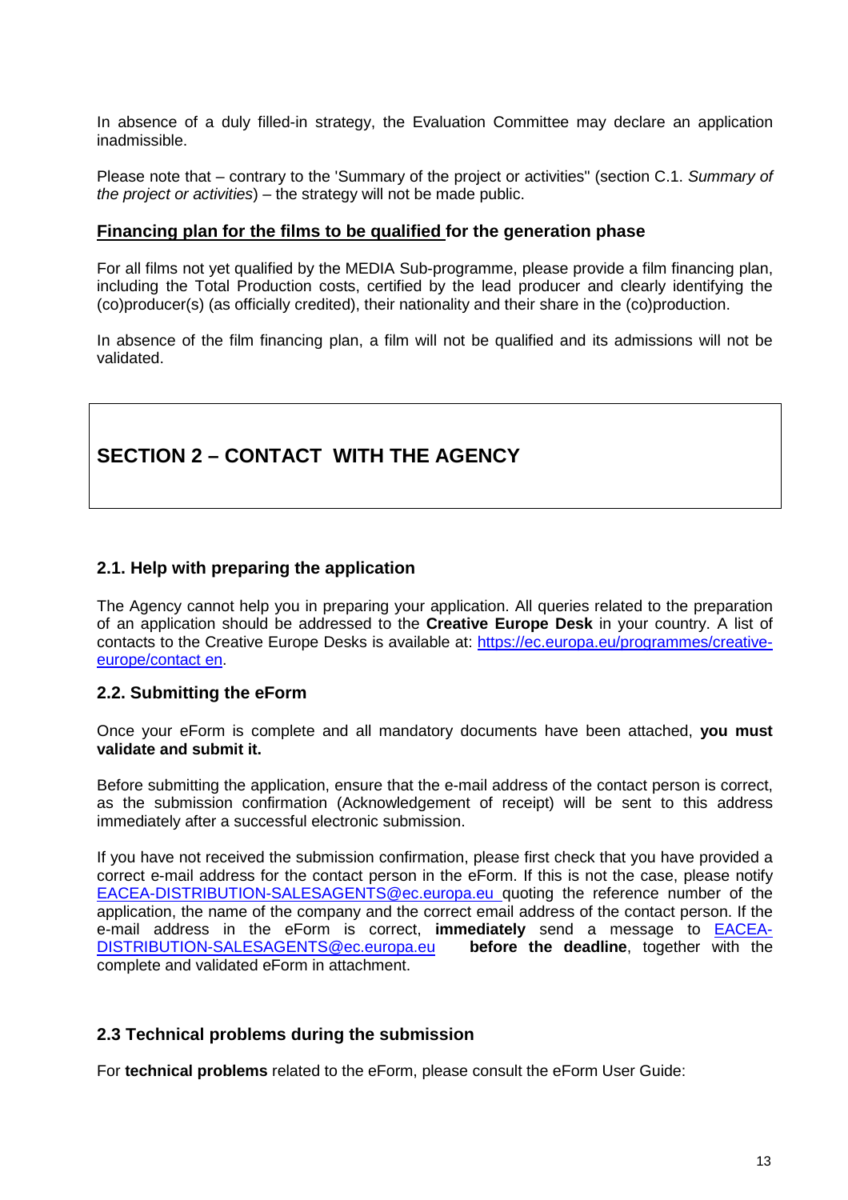In absence of a duly filled-in strategy, the Evaluation Committee may declare an application inadmissible.

Please note that – contrary to the 'Summary of the project or activities" (section C.1. *Summary of the project or activities*) – the strategy will not be made public.

**Financing plan for the films to be qualified for the generation phase**

For all films not yet qualified by the MEDIA Sub-programme, please provide a film financing plan, including the Total Production costs, certified by the lead producer and clearly identifying the (co)producer(s) (as officially credited), their nationality and their share in the (co)production.

In absence of the film financing plan, a film will not be qualified and its admissions will not be validated.

# SECTION 2 – CONTACT WITH THE AGENCY

### 2.1. Help with preparing the application

The Agency cannot help you in preparing your application. All queries related to the preparation of an application should be addressed to the **Creative Europe Desk** in your country. A list of contacts to the Creative Europe Desks is available at: [https://ec.europa.eu/programmes/creative-europe/contact en](https://ec.europa.eu/programmes/creative-europe/contact_en).

### 2.2. Submitting the eForm

Once your eForm is complete and all mandatory documents have been attached, **you must validate and submit it.**

Before submitting the application, ensure that the e-mail address of the contact person is correct, as the submission confirmation (Acknowledgement of receipt) will be sent to this address immediately after a successful electronic submission.

If you have not received the submission confirmation, please first check that you have provided a correct e-mail address for the contact person in the eForm. If this is not the case, please notify EACEA-DISTRIBUTION-SALESAGENTS@ec.europa.eu quoting the reference number of the application, the name of the company and the correct email address of the contact person. If the e-mail address in the eForm is correct, **immediately** send a message to EACEA-DISTRIBUTION-SALESAGENTS@ec.europa.eu **before the deadline**, together with the complete and validated eForm in attachment.

### 2.3 Technical problems during the submission

For **technical problems** related to the eForm, please consult the eForm User Guide: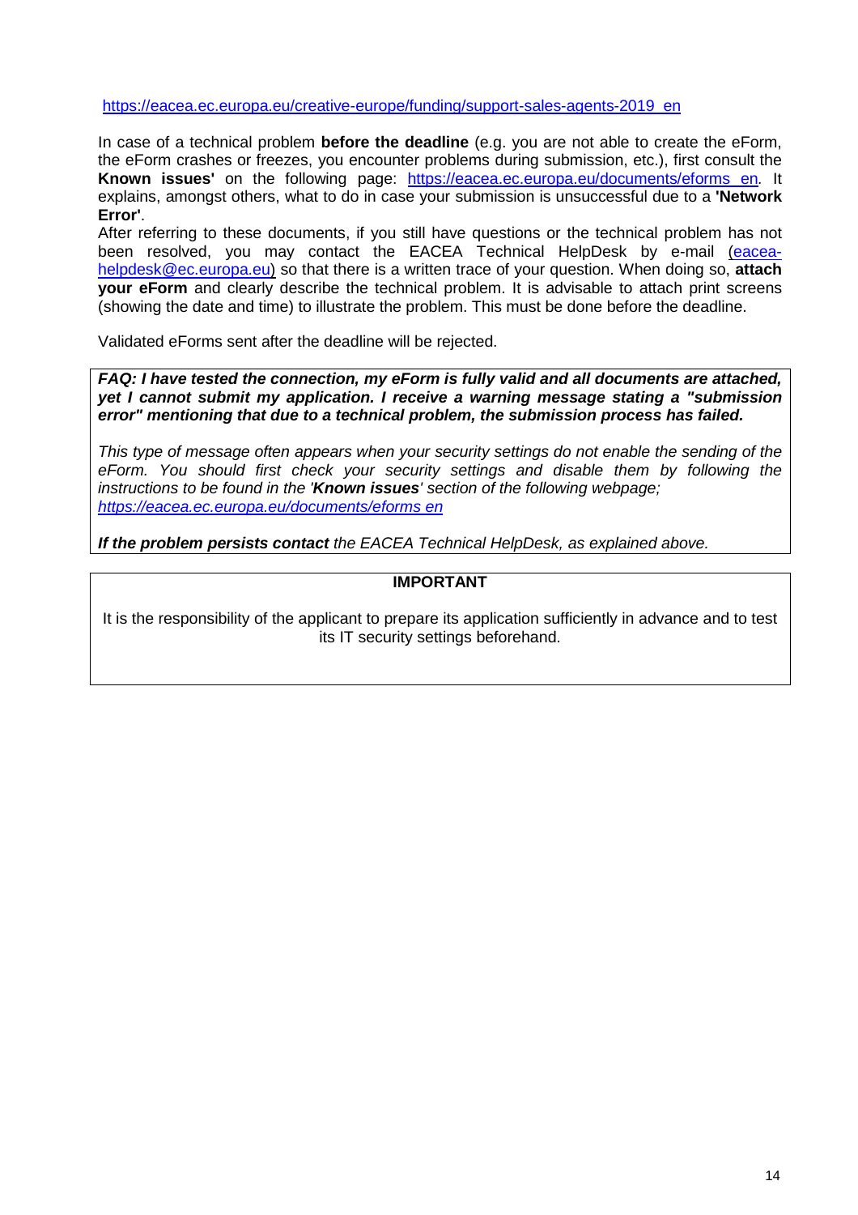https://eacea.ec.europa.eu/creative-europe/funding/support-sales-agents-2019_en

In case of a technical problem **before the deadline** (e.g. you are not able to create the eForm, the eForm crashes or freezes, you encounter problems during submission, etc.), first consult the **Known issues'** on the following page: https://eacea.ec.europa.eu/documents/eforms_en. It explains, amongst others, what to do in case your submission is unsuccessful due to a **'Network Error'**.

After referring to these documents, if you still have questions or the technical problem has not been resolved, you may contact the EACEA Technical HelpDesk by e-mail (eacea-helpdesk@ec.europa.eu) so that there is a written trace of your question. When doing so, **attach your eForm** and clearly describe the technical problem. It is advisable to attach print screens (showing the date and time) to illustrate the problem. This must be done before the deadline.

Validated eForms sent after the deadline will be rejected.

***FAQ: I have tested the connection, my eForm is fully valid and all documents are attached, yet I cannot submit my application. I receive a warning message stating a "submission error" mentioning that due to a technical problem, the submission process has failed.***

*This type of message often appears when your security settings do not enable the sending of the eForm. You should first check your security settings and disable them by following the instructions to be found in the '**Known issues**' section of the following webpage; https://eacea.ec.europa.eu/documents/eforms_en*

***If the problem persists contact** the EACEA Technical HelpDesk, as explained above.*

**IMPORTANT**

It is the responsibility of the applicant to prepare its application sufficiently in advance and to test its IT security settings beforehand.